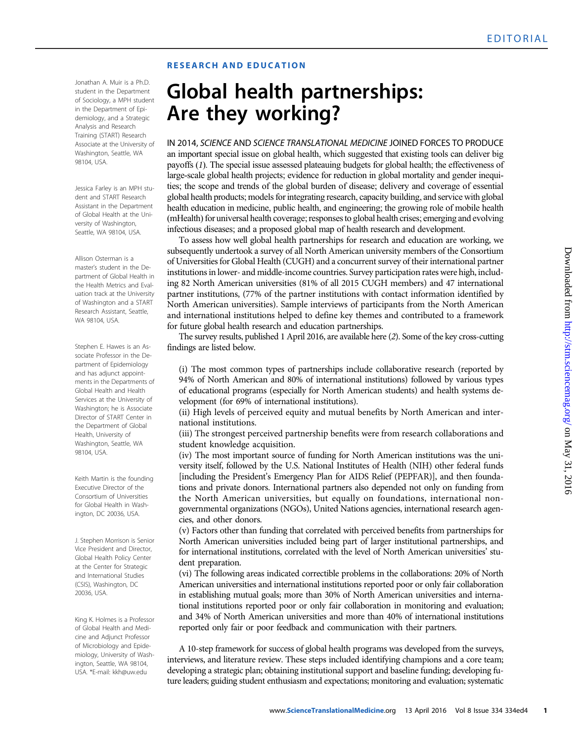EDITORIAL

RESEARCH AND EDUCATION

# Global health partnerships: Are they working?

Jonathan A. Muir is a Ph.D. student in the Department of Sociology, a MPH student in the Department of Epidemiology, and a Strategic Analysis and Research Training (START) Research Associate at the University of Washington, Seattle, WA 98104, USA.

Jessica Farley is an MPH student and START Research Assistant in the Department of Global Health at the University of Washington, Seattle, WA 98104, USA.

Allison Osterman is a master's student in the Department of Global Health in the Health Metrics and Evaluation track at the University of Washington and a START Research Assistant, Seattle, WA 98104, USA.

Stephen E. Hawes is an Associate Professor in the Department of Epidemiology and has adjunct appointments in the Departments of Global Health and Health Services at the University of Washington; he is Associate Director of START Center in the Department of Global Health, University of Washington, Seattle, WA 98104, USA.

Keith Martin is the founding Executive Director of the Consortium of Universities for Global Health in Washington, DC 20036, USA.

J. Stephen Morrison is Senior Vice President and Director, Global Health Policy Center at the Center for Strategic and International Studies (CSIS), Washington, DC 20036, USA.

King K. Holmes is a Professor of Global Health and Medicine and Adjunct Professor of Microbiology and Epidemiology, University of Washington, Seattle, WA 98104, USA. *E-mail: kkh@uw.edu

IN 2014, *SCIENCE* AND *SCIENCE TRANSLATIONAL MEDICINE* JOINED FORCES TO PRODUCE an important special issue on global health, which suggested that existing tools can deliver big payoffs (*1*). The special issue assessed plateauing budgets for global health; the effectiveness of large-scale global health projects; evidence for reduction in global mortality and gender inequities; the scope and trends of the global burden of disease; delivery and coverage of essential global health products; models for integrating research, capacity building, and service with global health education in medicine, public health, and engineering; the growing role of mobile health (mHealth) for universal health coverage; responses to global health crises; emerging and evolving infectious diseases; and a proposed global map of health research and development.

To assess how well global health partnerships for research and education are working, we subsequently undertook a survey of all North American university members of the Consortium of Universities for Global Health (CUGH) and a concurrent survey of their international partner institutions in lower- and middle-income countries. Survey participation rates were high, including 82 North American universities (81% of all 2015 CUGH members) and 47 international partner institutions, (77% of the partner institutions with contact information identified by North American universities). Sample interviews of participants from the North American and international institutions helped to define key themes and contributed to a framework for future global health research and education partnerships.

The survey results, published 1 April 2016, are available here (*2*). Some of the key cross-cutting findings are listed below.

(i) The most common types of partnerships include collaborative research (reported by 94% of North American and 80% of international institutions) followed by various types of educational programs (especially for North American students) and health systems development (for 69% of international institutions).
(ii) High levels of perceived equity and mutual benefits by North American and international institutions.
(iii) The strongest perceived partnership benefits were from research collaborations and student knowledge acquisition.
(iv) The most important source of funding for North American institutions was the university itself, followed by the U.S. National Institutes of Health (NIH) other federal funds [including the President's Emergency Plan for AIDS Relief (PEPFAR)], and then foundations and private donors. International partners also depended not only on funding from the North American universities, but equally on foundations, international nongovernmental organizations (NGOs), United Nations agencies, international research agencies, and other donors.
(v) Factors other than funding that correlated with perceived benefits from partnerships for North American universities included being part of larger institutional partnerships, and for international institutions, correlated with the level of North American universities' student preparation.
(vi) The following areas indicated correctible problems in the collaborations: 20% of North American universities and international institutions reported poor or only fair collaboration in establishing mutual goals; more than 30% of North American universities and international institutions reported poor or only fair collaboration in monitoring and evaluation; and 34% of North American universities and more than 40% of international institutions reported only fair or poor feedback and communication with their partners.

A 10-step framework for success of global health programs was developed from the surveys, interviews, and literature review. These steps included identifying champions and a core team; developing a strategic plan; obtaining institutional support and baseline funding; developing future leaders; guiding student enthusiasm and expectations; monitoring and evaluation; systematic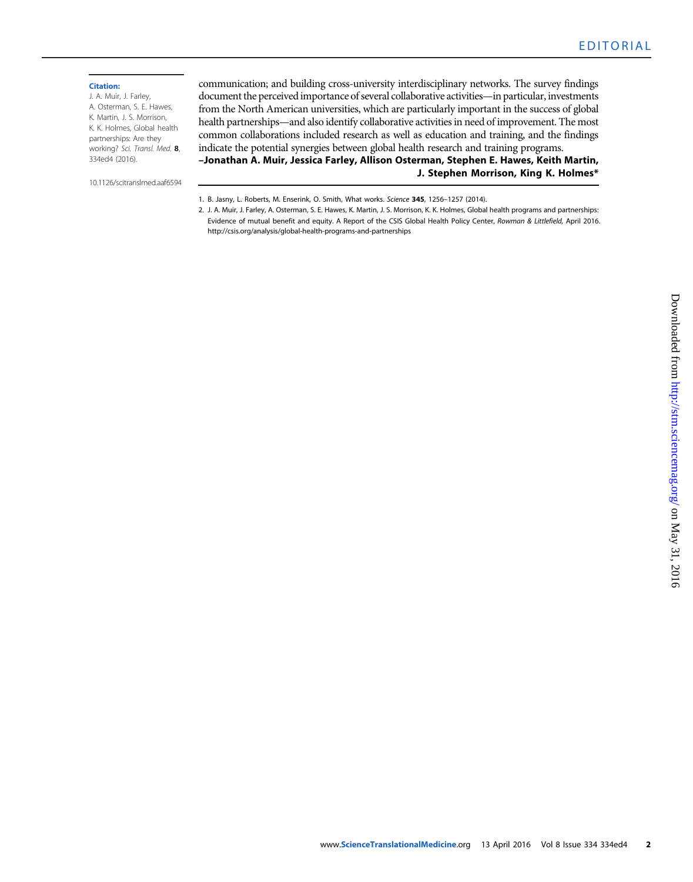communication; and building cross-university interdisciplinary networks. The survey findings document the perceived importance of several collaborative activities—in particular, investments from the North American universities, which are particularly important in the success of global health partnerships—and also identify collaborative activities in need of improvement. The most common collaborations included research as well as education and training, and the findings indicate the potential synergies between global health research and training programs.

**–Jonathan A. Muir, Jessica Farley, Allison Osterman, Stephen E. Hawes, Keith Martin, J. Stephen Morrison, King K. Holmes***

1. B. Jasny, L. Roberts, M. Enserink, O. Smith, What works. *Science* **345**, 1256–1257 (2014).
2. J. A. Muir, J. Farley, A. Osterman, S. E. Hawes, K. Martin, J. S. Morrison, K. K. Holmes, Global health programs and partnerships: Evidence of mutual benefit and equity. A Report of the CSIS Global Health Policy Center, *Rowman & Littlefield,* April 2016. http://csis.org/analysis/global-health-programs-and-partnerships

**Citation:**
J. A. Muir, J. Farley, A. Osterman, S. E. Hawes, K. Martin, J. S. Morrison, K. K. Holmes, Global health partnerships: Are they working? *Sci. Transl. Med.* **8**, 334ed4 (2016).

10.1126/scitranslmed.aaf6594

Downloaded from http://stm.sciencemag.org/ on May 31, 2016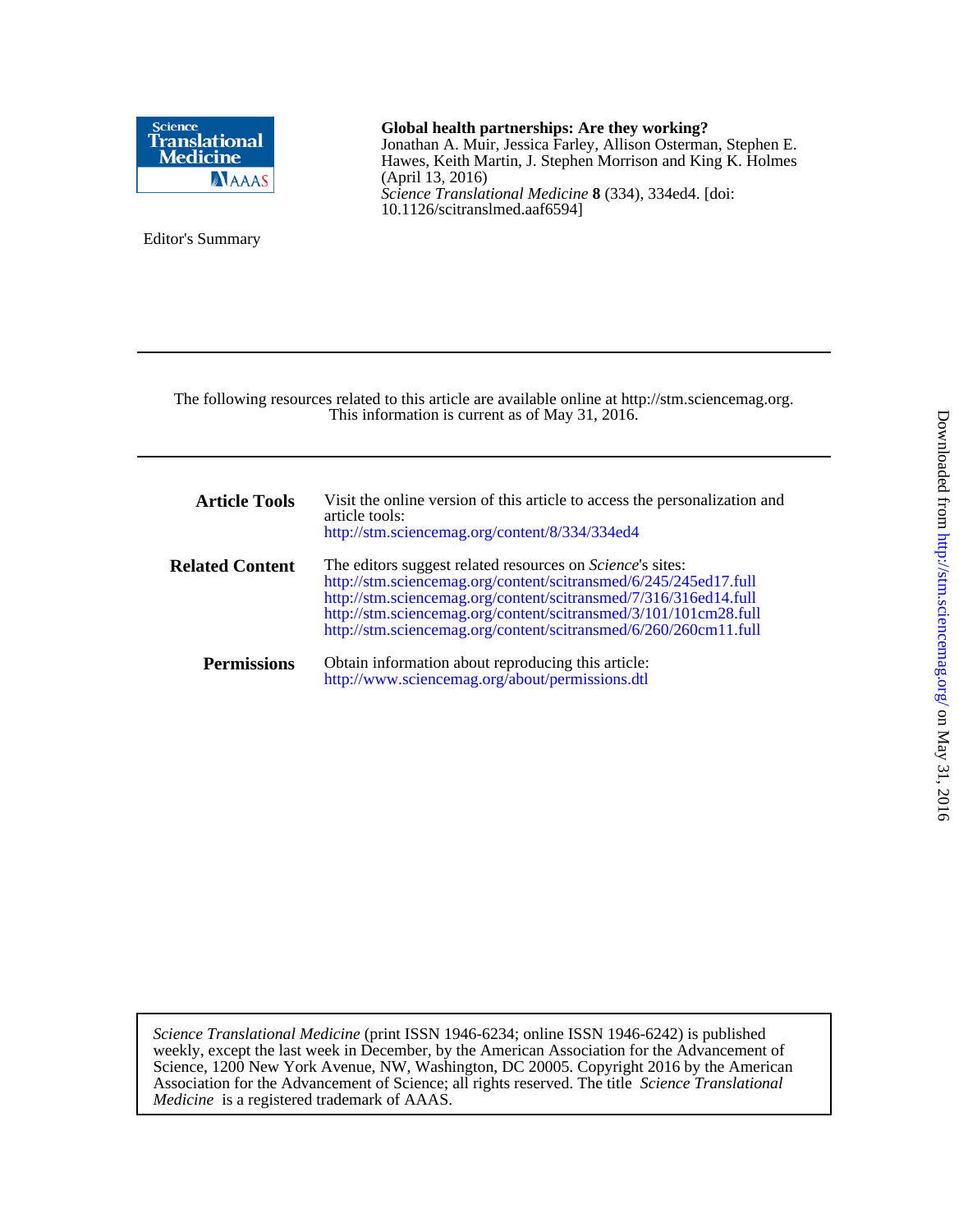**Global health partnerships: Are they working?**
Jonathan A. Muir, Jessica Farley, Allison Osterman, Stephen E. Hawes, Keith Martin, J. Stephen Morrison and King K. Holmes
(April 13, 2016)
*Science Translational Medicine* **8** (334), 334ed4. [doi: 10.1126/scitranslmed.aaf6594]

Editor's Summary

---

The following resources related to this article are available online at http://stm.sciencemag.org.
This information is current as of May 31, 2016.

---

**Article Tools** — Visit the online version of this article to access the personalization and article tools:
http://stm.sciencemag.org/content/8/334/334ed4

**Related Content** — The editors suggest related resources on *Science*'s sites:
http://stm.sciencemag.org/content/scitransmed/6/245/245ed17.full
http://stm.sciencemag.org/content/scitransmed/7/316/316ed14.full
http://stm.sciencemag.org/content/scitransmed/3/101/101cm28.full
http://stm.sciencemag.org/content/scitransmed/6/260/260cm11.full

**Permissions** — Obtain information about reproducing this article:
http://www.sciencemag.org/about/permissions.dtl

*Science Translational Medicine* (print ISSN 1946-6234; online ISSN 1946-6242) is published weekly, except the last week in December, by the American Association for the Advancement of Science, 1200 New York Avenue, NW, Washington, DC 20005. Copyright 2016 by the American Association for the Advancement of Science; all rights reserved. The title *Science Translational Medicine* is a registered trademark of AAAS.